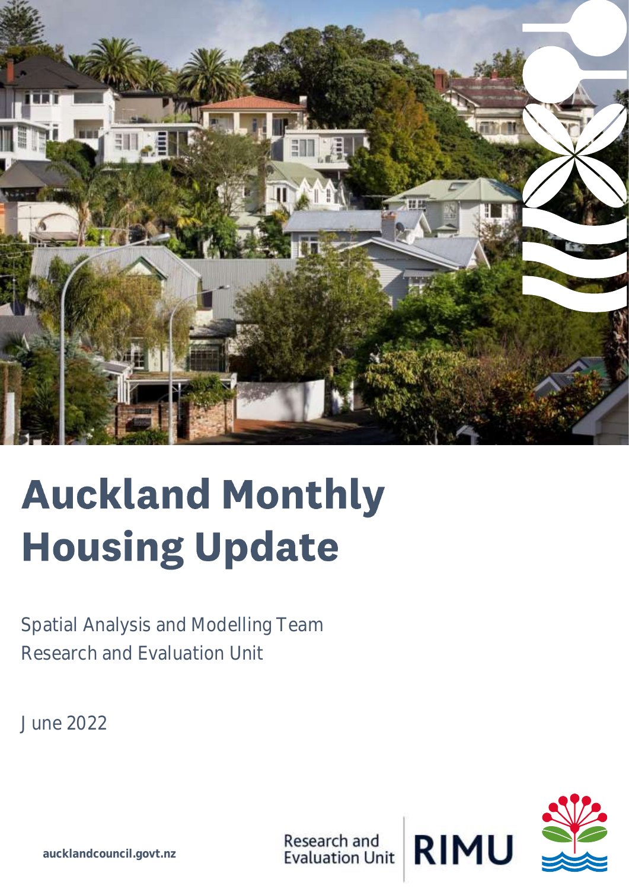# Auckland Monthly Housing Update

Spatial Analysis and Modelling Team
Research and Evaluation Unit

June 2022

aucklandcouncil.govt.nz

Research and Evaluation Unit | RIMU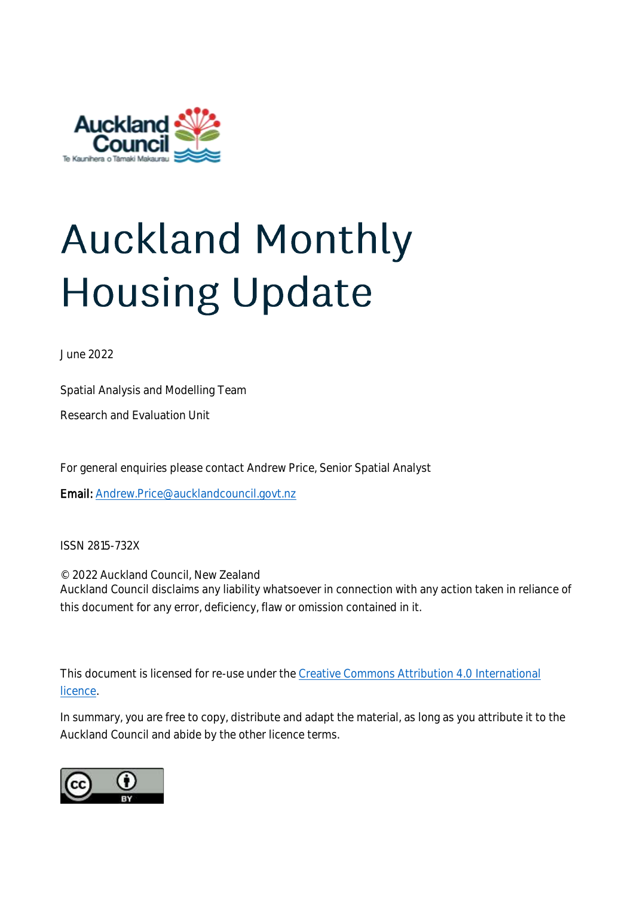# Auckland Monthly Housing Update

June 2022

Spatial Analysis and Modelling Team

Research and Evaluation Unit

For general enquiries please contact Andrew Price, Senior Spatial Analyst

**Email:** Andrew.Price@aucklandcouncil.govt.nz

ISSN 2815-732X

© 2022 Auckland Council, New Zealand
Auckland Council disclaims any liability whatsoever in connection with any action taken in reliance of this document for any error, deficiency, flaw or omission contained in it.

This document is licensed for re-use under the Creative Commons Attribution 4.0 International licence.

In summary, you are free to copy, distribute and adapt the material, as long as you attribute it to the Auckland Council and abide by the other licence terms.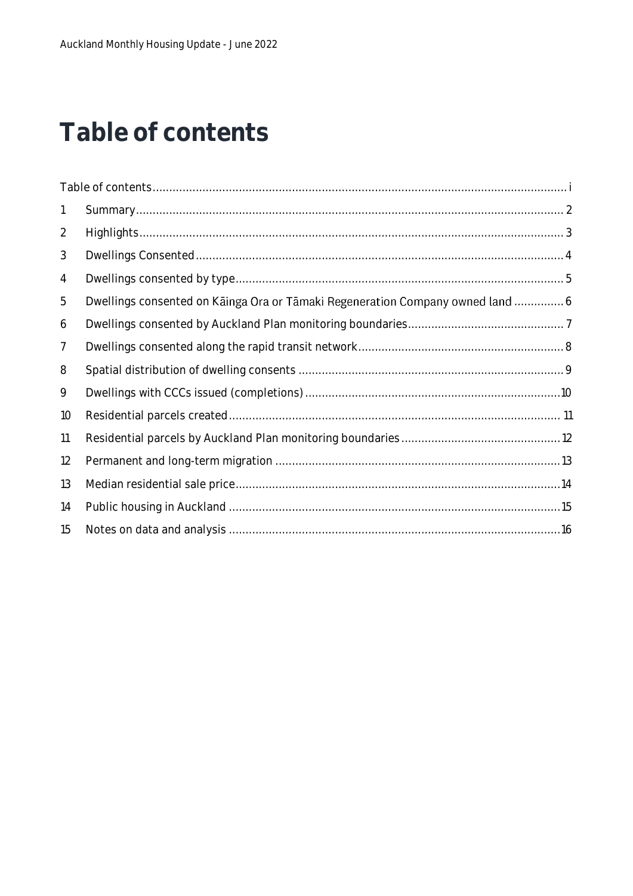# Table of contents

Table of contents ........ i

1 Summary ........ 2

2 Highlights ........ 3

3 Dwellings Consented ........ 4

4 Dwellings consented by type ........ 5

5 Dwellings consented on Kāinga Ora or Tāmaki Regeneration Company owned land ........ 6

6 Dwellings consented by Auckland Plan monitoring boundaries ........ 7

7 Dwellings consented along the rapid transit network ........ 8

8 Spatial distribution of dwelling consents ........ 9

9 Dwellings with CCCs issued (completions) ........ 10

10 Residential parcels created ........ 11

11 Residential parcels by Auckland Plan monitoring boundaries ........ 12

12 Permanent and long-term migration ........ 13

13 Median residential sale price ........ 14

14 Public housing in Auckland ........ 15

15 Notes on data and analysis ........ 16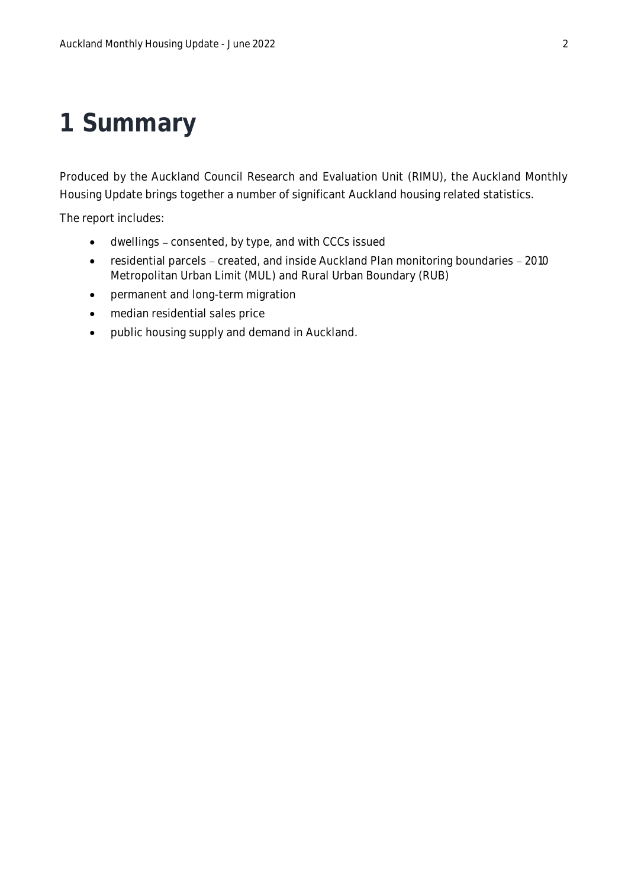# 1 Summary

Produced by the Auckland Council Research and Evaluation Unit (RIMU), the Auckland Monthly Housing Update brings together a number of significant Auckland housing related statistics.

The report includes:

- dwellings – consented, by type, and with CCCs issued
- residential parcels – created, and inside Auckland Plan monitoring boundaries – 2010 Metropolitan Urban Limit (MUL) and Rural Urban Boundary (RUB)
- permanent and long-term migration
- median residential sales price
- public housing supply and demand in Auckland.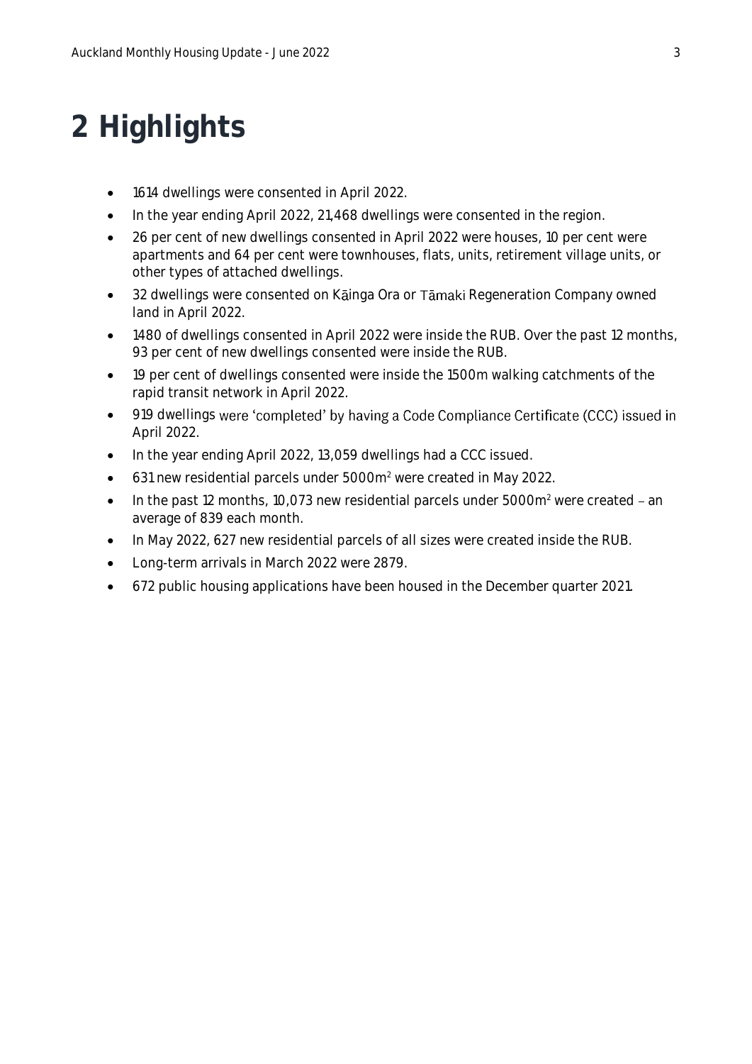# 2 Highlights

- 1614 dwellings were consented in April 2022.
- In the year ending April 2022, 21,468 dwellings were consented in the region.
- 26 per cent of new dwellings consented in April 2022 were houses, 10 per cent were apartments and 64 per cent were townhouses, flats, units, retirement village units, or other types of attached dwellings.
- 32 dwellings were consented on Kāinga Ora or Tāmaki Regeneration Company owned land in April 2022.
- 1480 of dwellings consented in April 2022 were inside the RUB. Over the past 12 months, 93 per cent of new dwellings consented were inside the RUB.
- 19 per cent of dwellings consented were inside the 1500m walking catchments of the rapid transit network in April 2022.
- 919 dwellings were 'completed' by having a Code Compliance Certificate (CCC) issued in April 2022.
- In the year ending April 2022, 13,059 dwellings had a CCC issued.
- 631 new residential parcels under 5000m$^2$ were created in May 2022.
- In the past 12 months, 10,073 new residential parcels under 5000m$^2$ were created – an average of 839 each month.
- In May 2022, 627 new residential parcels of all sizes were created inside the RUB.
- Long-term arrivals in March 2022 were 2879.
- 672 public housing applications have been housed in the December quarter 2021.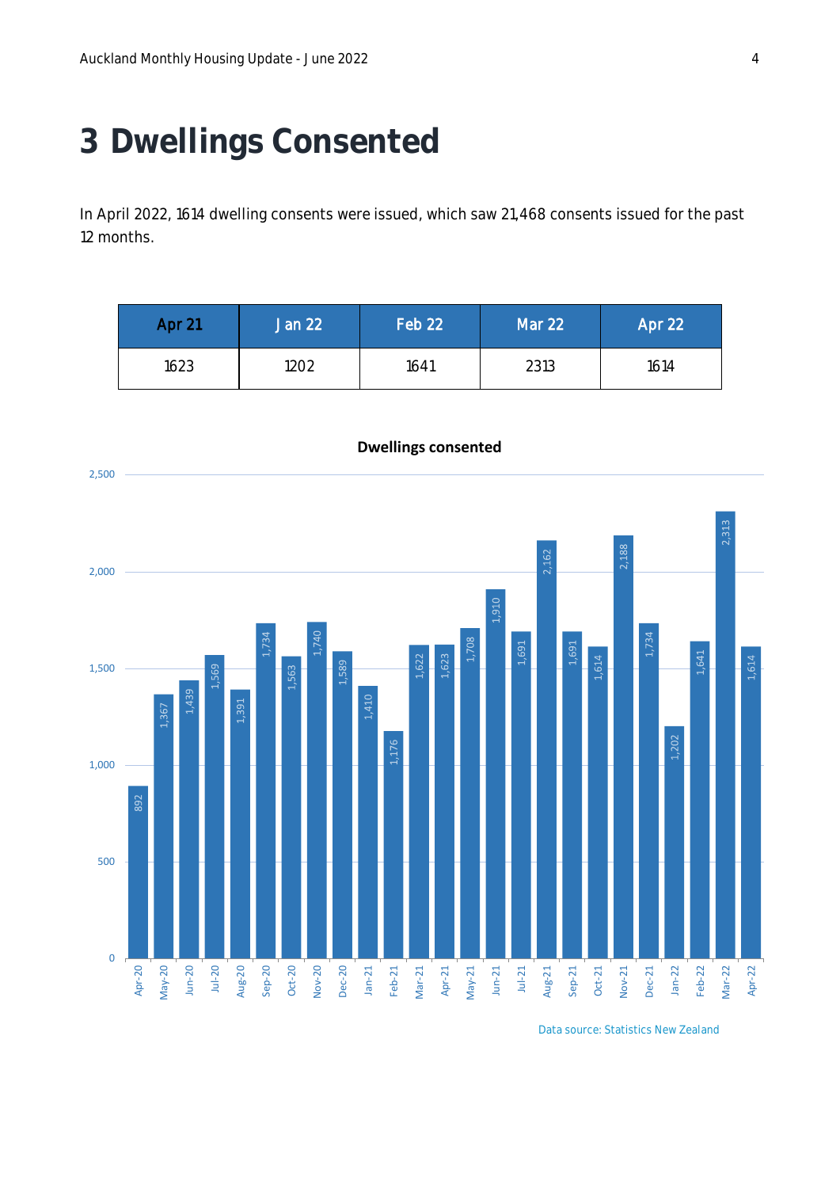# 3 Dwellings Consented

In April 2022, 1614 dwelling consents were issued, which saw 21,468 consents issued for the past 12 months.

| Apr 21 | Jan 22 | Feb 22 | Mar 22 | Apr 22 |
|---|---|---|---|---|
| 1623 | 1202 | 1641 | 2313 | 1614 |

**Dwellings consented**

| Month | Dwellings consented |
|---|---|
| Apr-20 | 892 |
| May-20 | 1,367 |
| Jun-20 | 1,439 |
| Jul-20 | 1,569 |
| Aug-20 | 1,391 |
| Sep-20 | 1,734 |
| Oct-20 | 1,563 |
| Nov-20 | 1,740 |
| Dec-20 | 1,589 |
| Jan-21 | 1,410 |
| Feb-21 | 1,176 |
| Mar-21 | 1,622 |
| Apr-21 | 1,623 |
| May-21 | 1,708 |
| Jun-21 | 1,910 |
| Jul-21 | 1,691 |
| Aug-21 | 2,162 |
| Sep-21 | 1,691 |
| Oct-21 | 1,614 |
| Nov-21 | 2,188 |
| Dec-21 | 1,734 |
| Jan-22 | 1,202 |
| Feb-22 | 1,641 |
| Mar-22 | 2,313 |
| Apr-22 | 1,614 |

Data source: Statistics New Zealand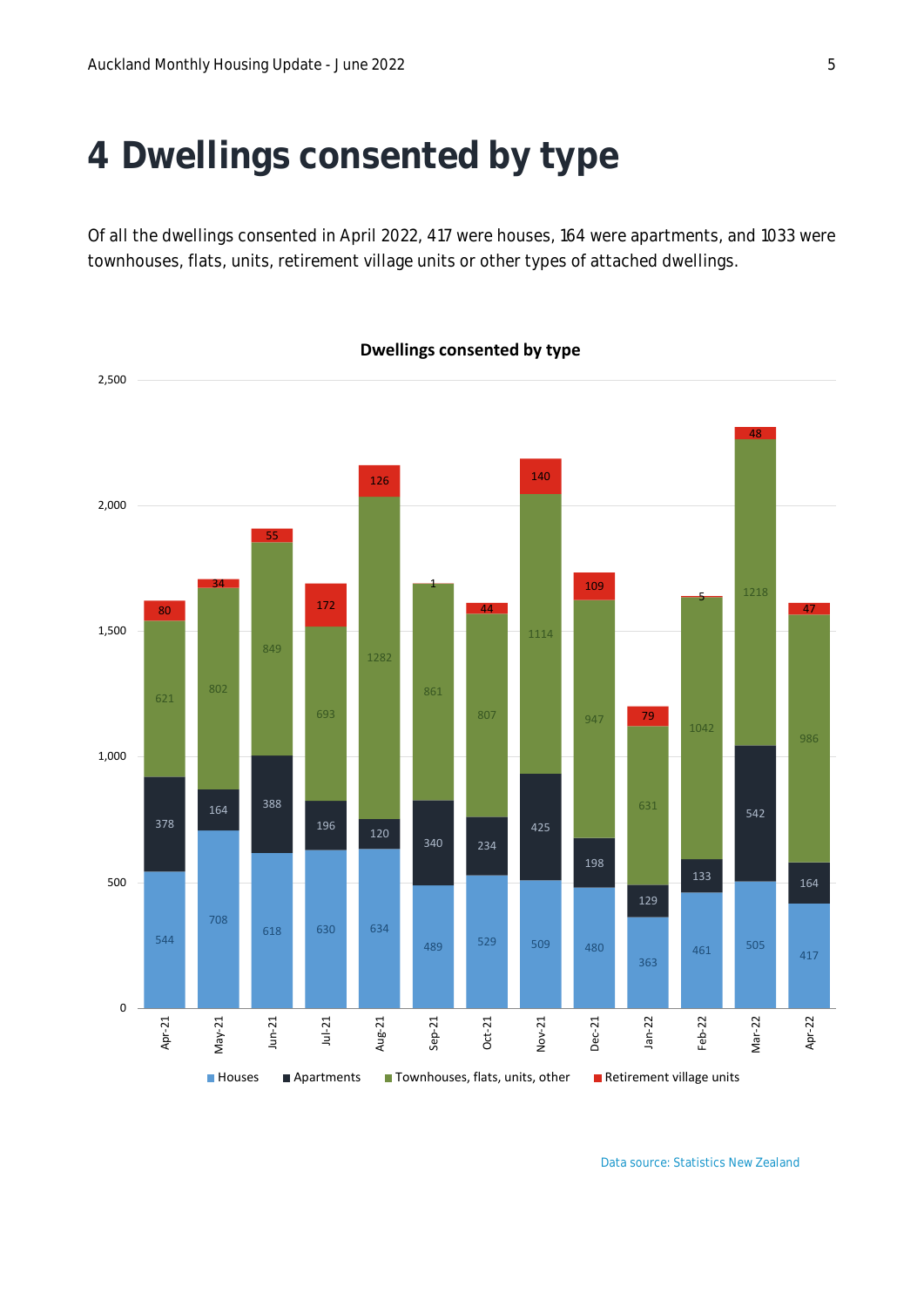# 4 Dwellings consented by type

Of all the dwellings consented in April 2022, 417 were houses, 164 were apartments, and 1033 were townhouses, flats, units, retirement village units or other types of attached dwellings.

**Dwellings consented by type**

| Month | Houses | Apartments | Townhouses, flats, units, other | Retirement village units |
|---|---|---|---|---|
| Apr-21 | 544 | 378 | 621 | 80 |
| May-21 | 708 | 164 | 802 | 34 |
| Jun-21 | 618 | 388 | 849 | 55 |
| Jul-21 | 630 | 196 | 693 | 172 |
| Aug-21 | 634 | 120 | 1282 | 126 |
| Sep-21 | 489 | 340 | 861 | 1 |
| Oct-21 | 529 | 234 | 807 | 44 |
| Nov-21 | 509 | 425 | 1114 | 140 |
| Dec-21 | 480 | 198 | 947 | 109 |
| Jan-22 | 363 | 129 | 631 | 79 |
| Feb-22 | 461 | 133 | 1042 | 5 |
| Mar-22 | 505 | 542 | 1218 | 48 |
| Apr-22 | 417 | 164 | 986 | 47 |

Data source: Statistics New Zealand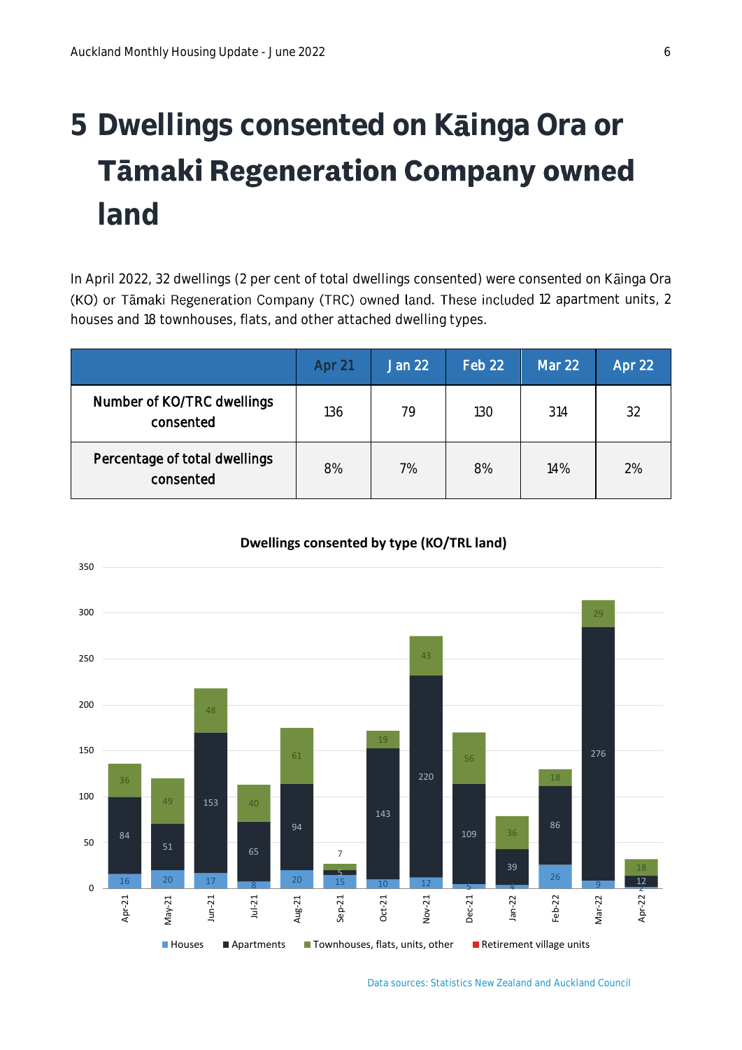# 5 Dwellings consented on Kāinga Ora or Tāmaki Regeneration Company owned land

In April 2022, 32 dwellings (2 per cent of total dwellings consented) were consented on Kāinga Ora (KO) or Tāmaki Regeneration Company (TRC) owned land. These included 12 apartment units, 2 houses and 18 townhouses, flats, and other attached dwelling types.

| | Apr 21 | Jan 22 | Feb 22 | Mar 22 | Apr 22 |
|---|---|---|---|---|---|
| Number of KO/TRC dwellings consented | 136 | 79 | 130 | 314 | 32 |
| Percentage of total dwellings consented | 8% | 7% | 8% | 14% | 2% |

**Dwellings consented by type (KO/TRL land)**

| Month | Houses | Apartments | Townhouses, flats, units, other | Retirement village units |
|---|---|---|---|---|
| Apr-21 | 16 | 84 | 36 | |
| May-21 | 20 | 51 | 49 | |
| Jun-21 | 17 | 153 | 48 | |
| Jul-21 | 8 | 65 | 40 | |
| Aug-21 | 20 | 94 | 61 | |
| Sep-21 | 15 | 5 | 7 | |
| Oct-21 | 10 | 143 | 19 | |
| Nov-21 | 12 | 220 | 43 | |
| Dec-21 | 5 | 109 | 56 | |
| Jan-22 | 4 | 39 | 36 | |
| Feb-22 | 26 | 86 | 18 | |
| Mar-22 | 9 | 276 | 29 | |
| Apr-22 | 2 | 12 | 18 | |

Data sources: Statistics New Zealand and Auckland Council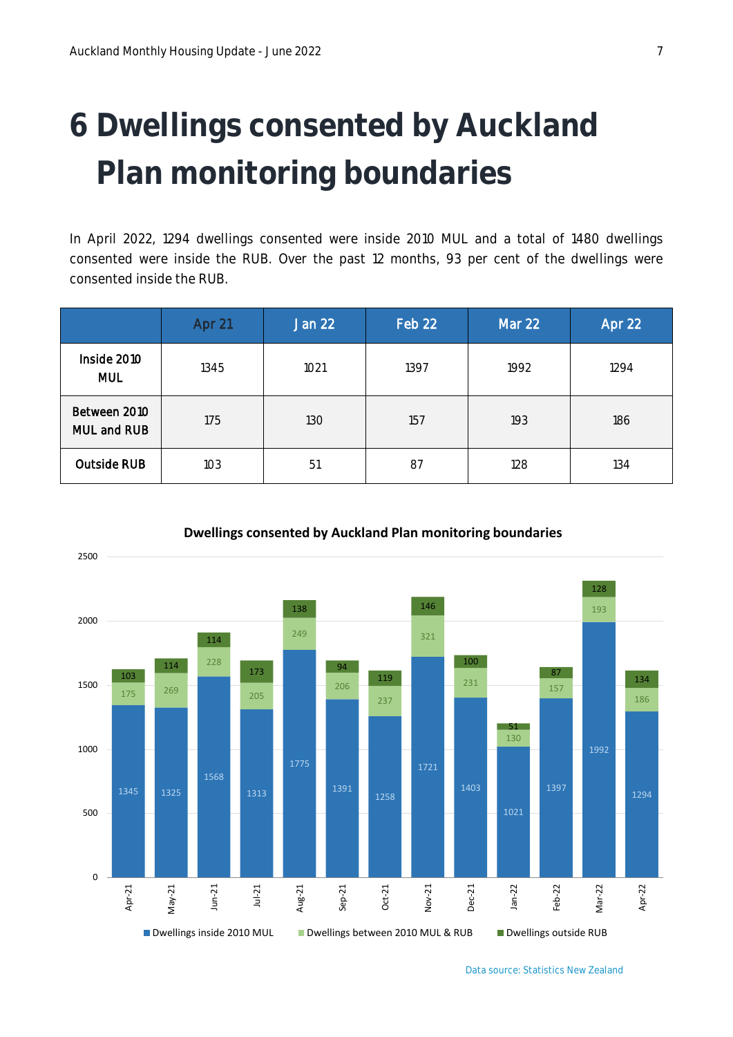# 6 Dwellings consented by Auckland Plan monitoring boundaries

In April 2022, 1294 dwellings consented were inside 2010 MUL and a total of 1480 dwellings consented were inside the RUB. Over the past 12 months, 93 per cent of the dwellings were consented inside the RUB.

| | Apr 21 | Jan 22 | Feb 22 | Mar 22 | Apr 22 |
|---|---|---|---|---|---|
| **Inside 2010 MUL** | 1345 | 1021 | 1397 | 1992 | 1294 |
| **Between 2010 MUL and RUB** | 175 | 130 | 157 | 193 | 186 |
| **Outside RUB** | 103 | 51 | 87 | 128 | 134 |

**Dwellings consented by Auckland Plan monitoring boundaries**

| Month | Dwellings inside 2010 MUL | Dwellings between 2010 MUL & RUB | Dwellings outside RUB |
|---|---|---|---|
| Apr-21 | 1345 | 175 | 103 |
| May-21 | 1325 | 269 | 114 |
| Jun-21 | 1568 | 228 | 114 |
| Jul-21 | 1313 | 205 | 173 |
| Aug-21 | 1775 | 249 | 138 |
| Sep-21 | 1391 | 206 | 94 |
| Oct-21 | 1258 | 237 | 119 |
| Nov-21 | 1721 | 321 | 146 |
| Dec-21 | 1403 | 231 | 100 |
| Jan-22 | 1021 | 130 | 51 |
| Feb-22 | 1397 | 157 | 87 |
| Mar-22 | 1992 | 193 | 128 |
| Apr-22 | 1294 | 186 | 134 |

Data source: Statistics New Zealand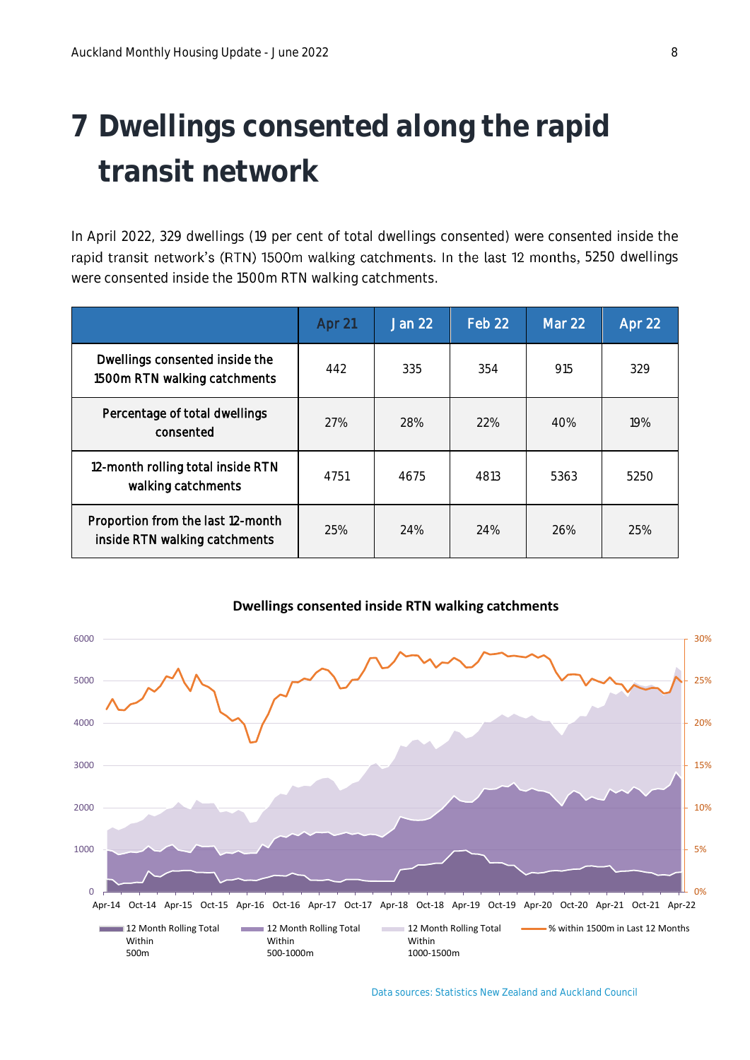# 7 Dwellings consented along the rapid transit network

In April 2022, 329 dwellings (19 per cent of total dwellings consented) were consented inside the rapid transit network's (RTN) 1500m walking catchments. In the last 12 months, 5250 dwellings were consented inside the 1500m RTN walking catchments.

| | Apr 21 | Jan 22 | Feb 22 | Mar 22 | Apr 22 |
|---|---|---|---|---|---|
| Dwellings consented inside the 1500m RTN walking catchments | 442 | 335 | 354 | 915 | 329 |
| Percentage of total dwellings consented | 27% | 28% | 22% | 40% | 19% |
| 12-month rolling total inside RTN walking catchments | 4751 | 4675 | 4813 | 5363 | 5250 |
| Proportion from the last 12-month inside RTN walking catchments | 25% | 24% | 24% | 26% | 25% |

**Dwellings consented inside RTN walking catchments**

Data sources: Statistics New Zealand and Auckland Council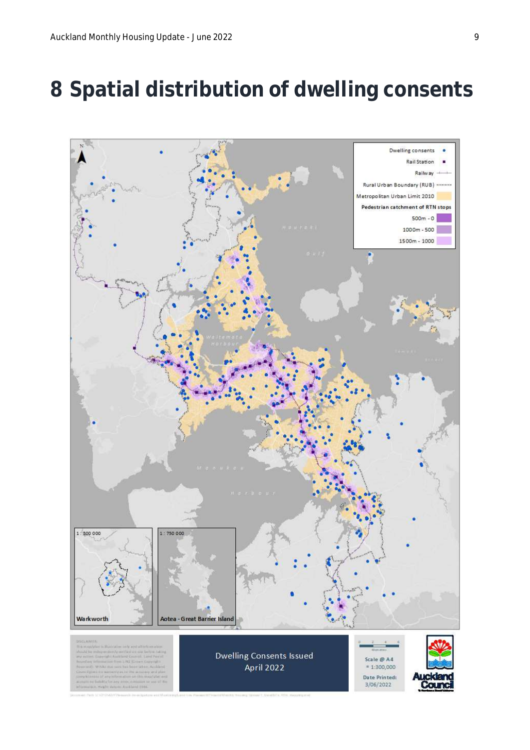# 8 Spatial distribution of dwelling consents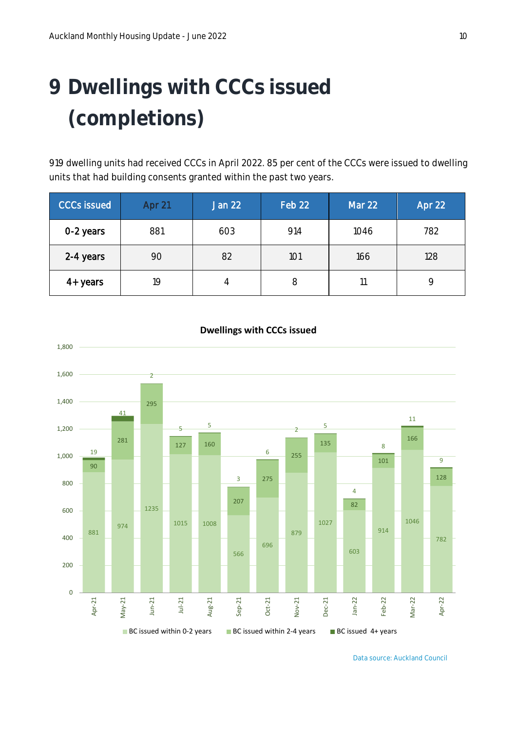# 9 Dwellings with CCCs issued (completions)

919 dwelling units had received CCCs in April 2022. 85 per cent of the CCCs were issued to dwelling units that had building consents granted within the past two years.

| CCCs issued | Apr 21 | Jan 22 | Feb 22 | Mar 22 | Apr 22 |
|---|---|---|---|---|---|
| 0-2 years | 881 | 603 | 914 | 1046 | 782 |
| 2-4 years | 90 | 82 | 101 | 166 | 128 |
| 4+ years | 19 | 4 | 8 | 11 | 9 |

**Dwellings with CCCs issued**

| Month | BC issued within 0-2 years | BC issued within 2-4 years | BC issued 4+ years |
|---|---|---|---|
| Apr-21 | 881 | 90 | 19 |
| May-21 | 974 | 281 | 41 |
| Jun-21 | 1235 | 295 | 2 |
| Jul-21 | 1015 | 127 | 5 |
| Aug-21 | 1008 | 160 | 5 |
| Sep-21 | 566 | 207 | 3 |
| Oct-21 | 696 | 275 | 6 |
| Nov-21 | 879 | 255 | 2 |
| Dec-21 | 1027 | 135 | 5 |
| Jan-22 | 603 | 82 | 4 |
| Feb-22 | 914 | 101 | 8 |
| Mar-22 | 1046 | 166 | 11 |
| Apr-22 | 782 | 128 | 9 |

Data source: Auckland Council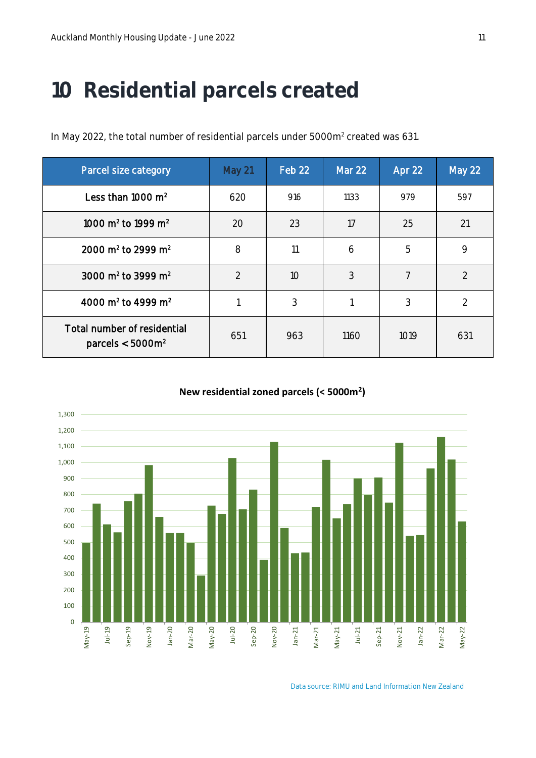# 10 Residential parcels created

In May 2022, the total number of residential parcels under 5000m$^2$ created was 631.

| Parcel size category | May 21 | Feb 22 | Mar 22 | Apr 22 | May 22 |
|---|---|---|---|---|---|
| Less than 1000 m$^2$ | 620 | 916 | 1133 | 979 | 597 |
| 1000 m$^2$ to 1999 m$^2$ | 20 | 23 | 17 | 25 | 21 |
| 2000 m$^2$ to 2999 m$^2$ | 8 | 11 | 6 | 5 | 9 |
| 3000 m$^2$ to 3999 m$^2$ | 2 | 10 | 3 | 7 | 2 |
| 4000 m$^2$ to 4999 m$^2$ | 1 | 3 | 1 | 3 | 2 |
| Total number of residential parcels < 5000m$^2$ | 651 | 963 | 1160 | 1019 | 631 |

**New residential zoned parcels (< 5000m$^2$)**

Data source: RIMU and Land Information New Zealand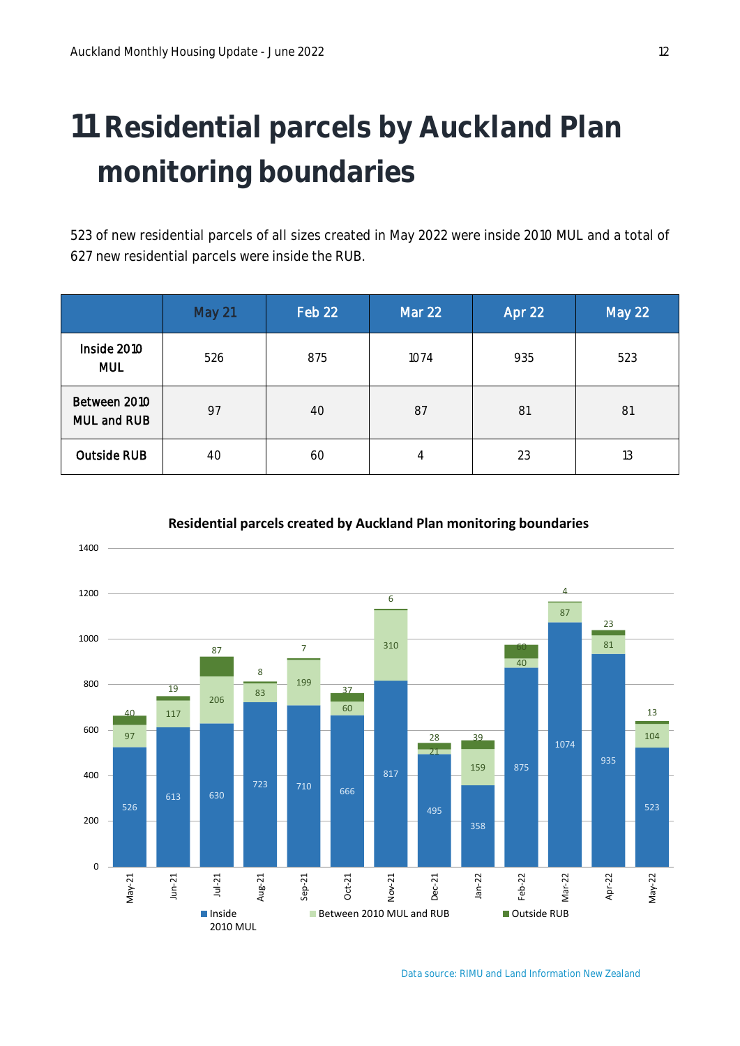# 11 Residential parcels by Auckland Plan monitoring boundaries

523 of new residential parcels of all sizes created in May 2022 were inside 2010 MUL and a total of 627 new residential parcels were inside the RUB.

| | May 21 | Feb 22 | Mar 22 | Apr 22 | May 22 |
|---|---|---|---|---|---|
| Inside 2010 MUL | 526 | 875 | 1074 | 935 | 523 |
| Between 2010 MUL and RUB | 97 | 40 | 87 | 81 | 81 |
| Outside RUB | 40 | 60 | 4 | 23 | 13 |

**Residential parcels created by Auckland Plan monitoring boundaries**

| | May-21 | Jun-21 | Jul-21 | Aug-21 | Sep-21 | Oct-21 | Nov-21 | Dec-21 | Jan-22 | Feb-22 | Mar-22 | Apr-22 | May-22 |
|---|---|---|---|---|---|---|---|---|---|---|---|---|---|
| Inside 2010 MUL | 526 | 613 | 630 | 723 | 710 | 666 | 817 | 495 | 358 | 875 | 1074 | 935 | 523 |
| Between 2010 MUL and RUB | 97 | 117 | 206 | 83 | 199 | 60 | 310 | 21 | 159 | 40 | 87 | 81 | 104 |
| Outside RUB | 40 | 19 | 87 | 8 | 7 | 37 | 6 | 28 | 39 | 60 | 4 | 23 | 13 |

Data source: RIMU and Land Information New Zealand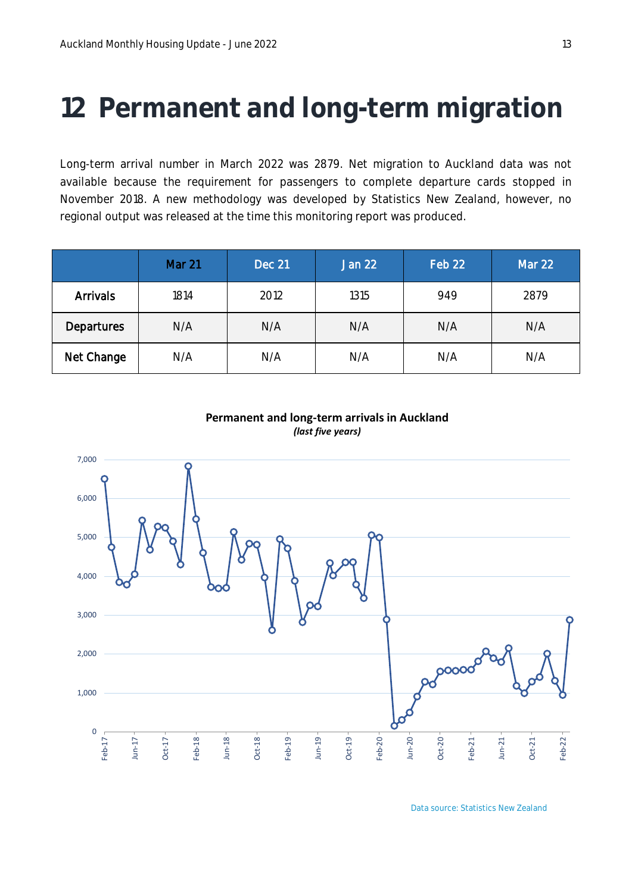# 12 Permanent and long-term migration

Long-term arrival number in March 2022 was 2879. Net migration to Auckland data was not available because the requirement for passengers to complete departure cards stopped in November 2018. A new methodology was developed by Statistics New Zealand, however, no regional output was released at the time this monitoring report was produced.

| | Mar 21 | Dec 21 | Jan 22 | Feb 22 | Mar 22 |
|---|---|---|---|---|---|
| Arrivals | 1814 | 2012 | 1315 | 949 | 2879 |
| Departures | N/A | N/A | N/A | N/A | N/A |
| Net Change | N/A | N/A | N/A | N/A | N/A |

**Permanent and long-term arrivals in Auckland**
***(last five years)***

Data source: Statistics New Zealand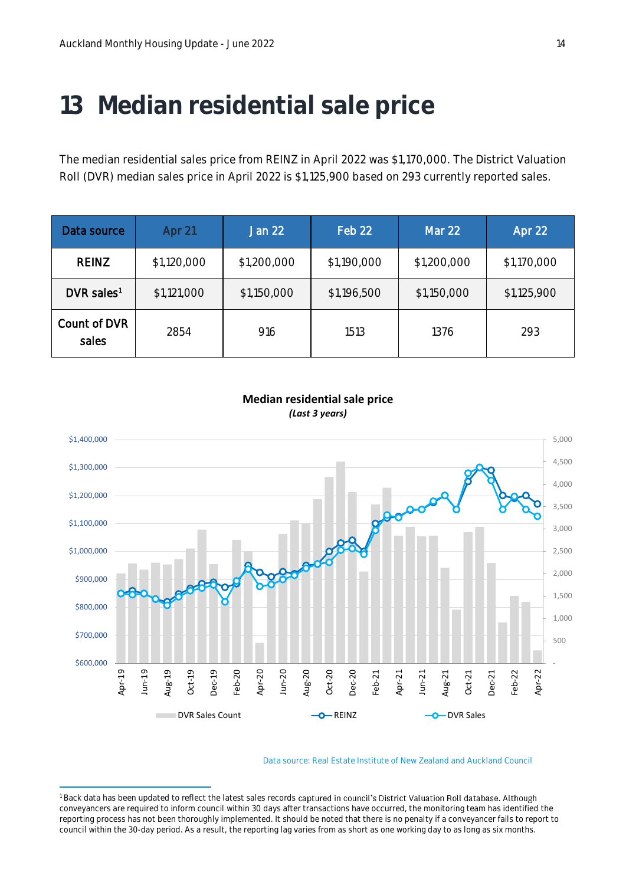# 13 Median residential sale price

The median residential sales price from REINZ in April 2022 was $1,170,000. The District Valuation Roll (DVR) median sales price in April 2022 is $1,125,900 based on 293 currently reported sales.

| Data source | Apr 21 | Jan 22 | Feb 22 | Mar 22 | Apr 22 |
|---|---|---|---|---|---|
| REINZ | $1,120,000 | $1,200,000 | $1,190,000 | $1,200,000 | $1,170,000 |
| DVR sales[1] | $1,121,000 | $1,150,000 | $1,196,500 | $1,150,000 | $1,125,900 |
| Count of DVR sales | 2854 | 916 | 1513 | 1376 | 293 |

**Median residential sale price**
***(Last 3 years)***

Data source: Real Estate Institute of New Zealand and Auckland Council

[1] Back data has been updated to reflect the latest sales records captured in council's District Valuation Roll database. Although conveyancers are required to inform council within 30 days after transactions have occurred, the monitoring team has identified the reporting process has not been thoroughly implemented. It should be noted that there is no penalty if a conveyancer fails to report to council within the 30-day period. As a result, the reporting lag varies from as short as one working day to as long as six months.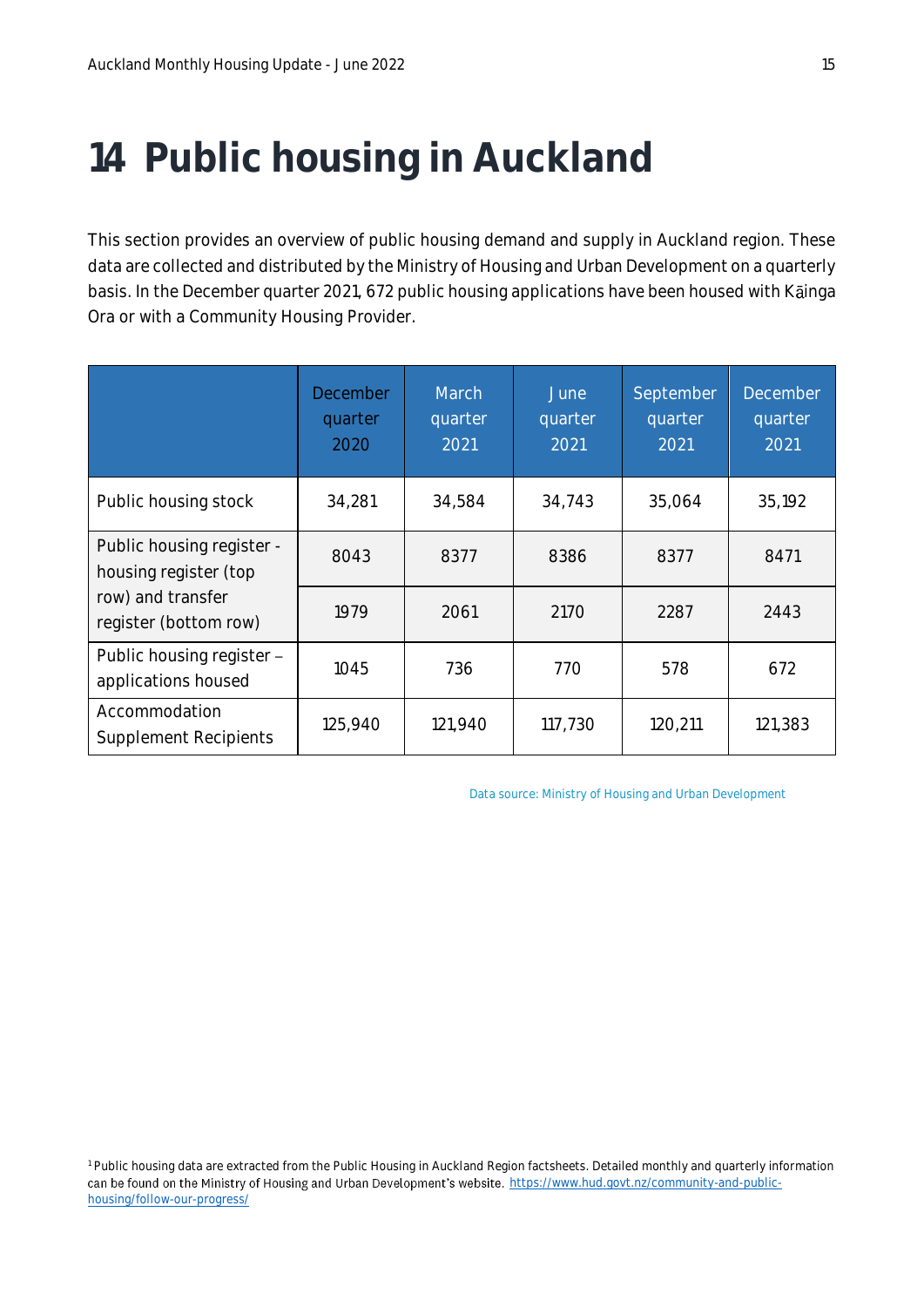# 14 Public housing in Auckland

This section provides an overview of public housing demand and supply in Auckland region. These data are collected and distributed by the Ministry of Housing and Urban Development on a quarterly basis. In the December quarter 2021, 672 public housing applications have been housed with Kāinga Ora or with a Community Housing Provider.

| | December quarter 2020 | March quarter 2021 | June quarter 2021 | September quarter 2021 | December quarter 2021 |
|---|---|---|---|---|---|
| Public housing stock | 34,281 | 34,584 | 34,743 | 35,064 | 35,192 |
| Public housing register - housing register (top row) and transfer register (bottom row) | 8043 | 8377 | 8386 | 8377 | 8471 |
| | 1979 | 2061 | 2170 | 2287 | 2443 |
| Public housing register – applications housed | 1045 | 736 | 770 | 578 | 672 |
| Accommodation Supplement Recipients | 125,940 | 121,940 | 117,730 | 120,211 | 121,383 |

Data source: Ministry of Housing and Urban Development

[1] Public housing data are extracted from the Public Housing in Auckland Region factsheets. Detailed monthly and quarterly information can be found on the Ministry of Housing and Urban Development's website. https://www.hud.govt.nz/community-and-public-housing/follow-our-progress/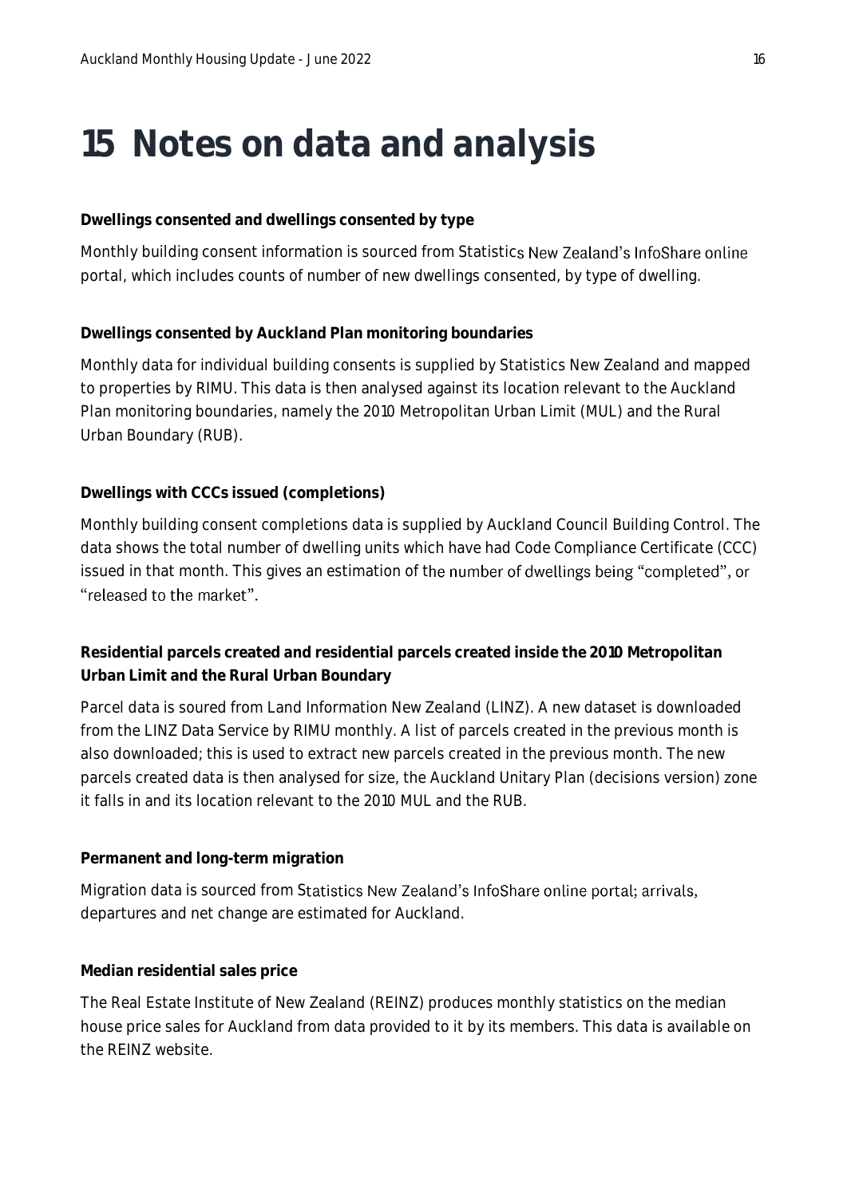# 15 Notes on data and analysis

**Dwellings consented and dwellings consented by type**

Monthly building consent information is sourced from Statistics New Zealand's InfoShare online portal, which includes counts of number of new dwellings consented, by type of dwelling.

**Dwellings consented by Auckland Plan monitoring boundaries**

Monthly data for individual building consents is supplied by Statistics New Zealand and mapped to properties by RIMU. This data is then analysed against its location relevant to the Auckland Plan monitoring boundaries, namely the 2010 Metropolitan Urban Limit (MUL) and the Rural Urban Boundary (RUB).

**Dwellings with CCCs issued (completions)**

Monthly building consent completions data is supplied by Auckland Council Building Control. The data shows the total number of dwelling units which have had Code Compliance Certificate (CCC) issued in that month. This gives an estimation of the number of dwellings being "completed", or "released to the market".

**Residential parcels created and residential parcels created inside the 2010 Metropolitan Urban Limit and the Rural Urban Boundary**

Parcel data is soured from Land Information New Zealand (LINZ). A new dataset is downloaded from the LINZ Data Service by RIMU monthly. A list of parcels created in the previous month is also downloaded; this is used to extract new parcels created in the previous month. The new parcels created data is then analysed for size, the Auckland Unitary Plan (decisions version) zone it falls in and its location relevant to the 2010 MUL and the RUB.

**Permanent and long-term migration**

Migration data is sourced from Statistics New Zealand's InfoShare online portal; arrivals, departures and net change are estimated for Auckland.

**Median residential sales price**

The Real Estate Institute of New Zealand (REINZ) produces monthly statistics on the median house price sales for Auckland from data provided to it by its members. This data is available on the REINZ website.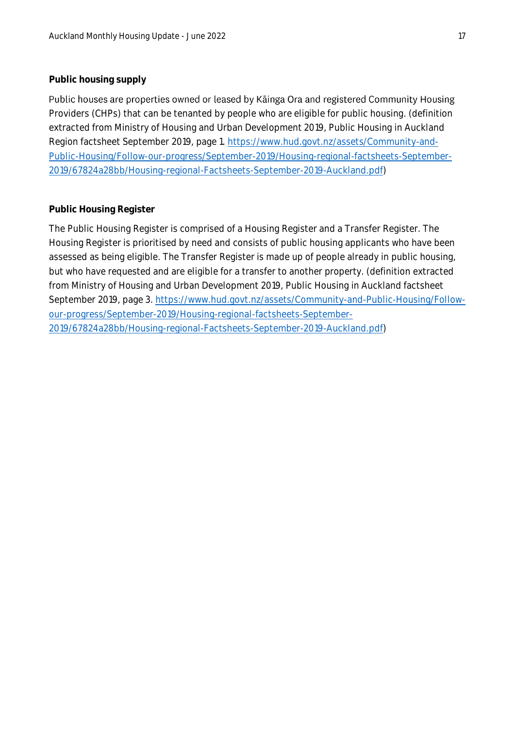**Public housing supply**

Public houses are properties owned or leased by Kāinga Ora and registered Community Housing Providers (CHPs) that can be tenanted by people who are eligible for public housing. (definition extracted from Ministry of Housing and Urban Development 2019, Public Housing in Auckland Region factsheet September 2019, page 1. https://www.hud.govt.nz/assets/Community-and-Public-Housing/Follow-our-progress/September-2019/Housing-regional-factsheets-September-2019/67824a28bb/Housing-regional-Factsheets-September-2019-Auckland.pdf)

**Public Housing Register**

The Public Housing Register is comprised of a Housing Register and a Transfer Register. The Housing Register is prioritised by need and consists of public housing applicants who have been assessed as being eligible. The Transfer Register is made up of people already in public housing, but who have requested and are eligible for a transfer to another property. (definition extracted from Ministry of Housing and Urban Development 2019, Public Housing in Auckland factsheet September 2019, page 3. https://www.hud.govt.nz/assets/Community-and-Public-Housing/Follow-our-progress/September-2019/Housing-regional-factsheets-September-2019/67824a28bb/Housing-regional-Factsheets-September-2019-Auckland.pdf)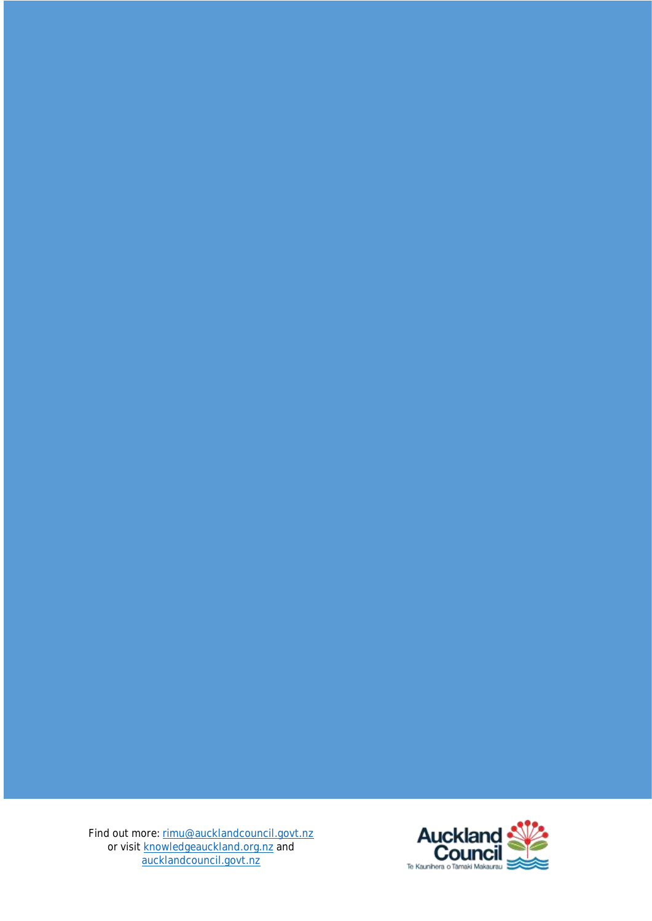Find out more: rimu@aucklandcouncil.govt.nz
or visit knowledgeauckland.org.nz and
aucklandcouncil.govt.nz